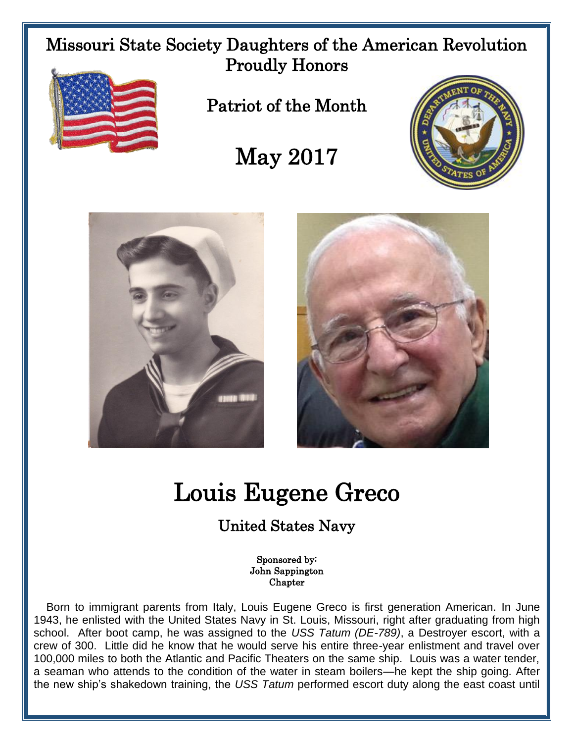Missouri State Society Daughters of the American Revolution Proudly Honors

Patriot of the Month

# May 2017

# Louis Eugene Greco

## United States Navy

Sponsored by:
John Sappington
Chapter

Born to immigrant parents from Italy, Louis Eugene Greco is first generation American. In June 1943, he enlisted with the United States Navy in St. Louis, Missouri, right after graduating from high school. After boot camp, he was assigned to the *USS Tatum (DE-789)*, a Destroyer escort, with a crew of 300. Little did he know that he would serve his entire three-year enlistment and travel over 100,000 miles to both the Atlantic and Pacific Theaters on the same ship. Louis was a water tender, a seaman who attends to the condition of the water in steam boilers—he kept the ship going. After the new ship's shakedown training, the *USS Tatum* performed escort duty along the east coast until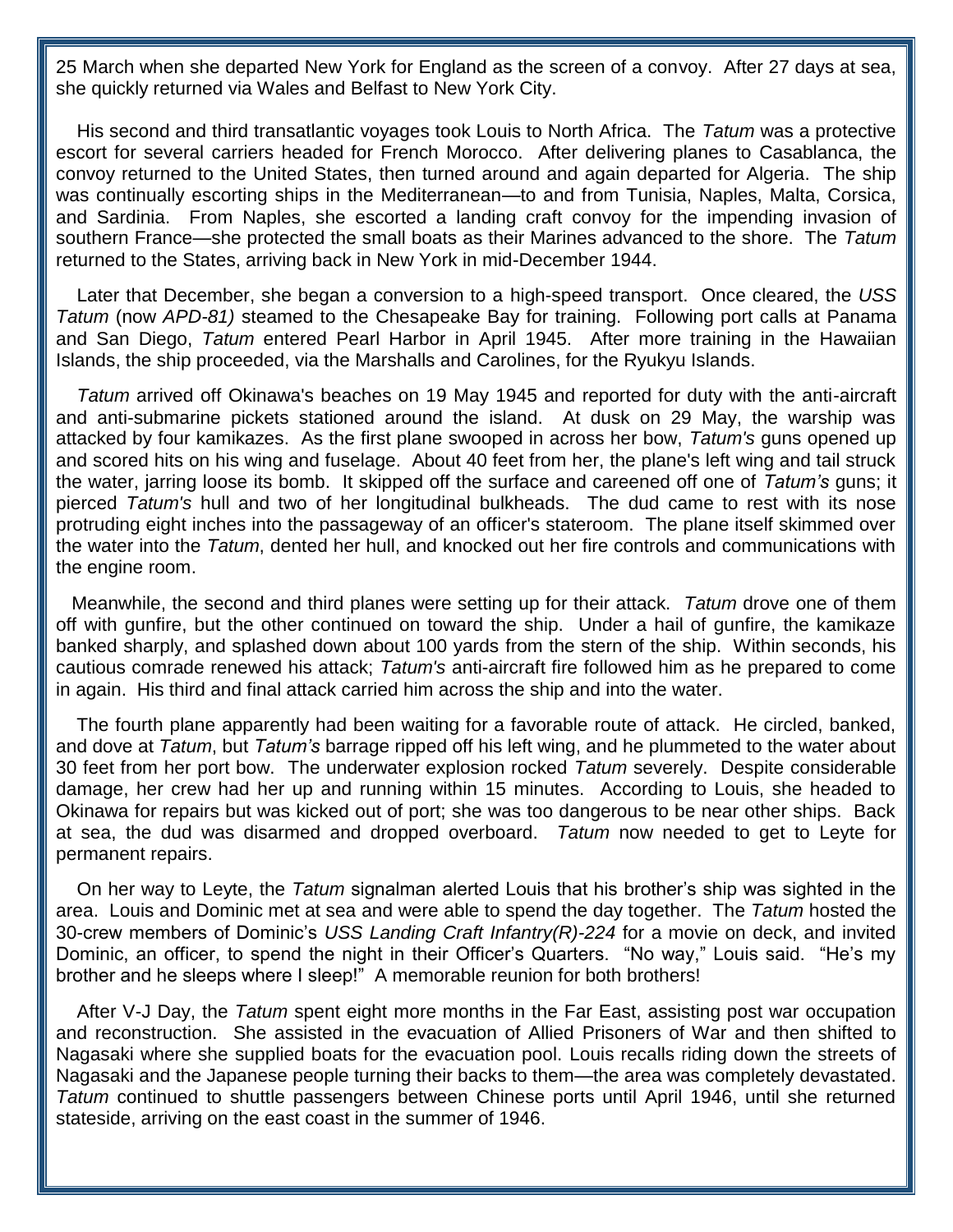25 March when she departed New York for England as the screen of a convoy. After 27 days at sea, she quickly returned via Wales and Belfast to New York City.

His second and third transatlantic voyages took Louis to North Africa. The *Tatum* was a protective escort for several carriers headed for French Morocco. After delivering planes to Casablanca, the convoy returned to the United States, then turned around and again departed for Algeria. The ship was continually escorting ships in the Mediterranean—to and from Tunisia, Naples, Malta, Corsica, and Sardinia. From Naples, she escorted a landing craft convoy for the impending invasion of southern France—she protected the small boats as their Marines advanced to the shore. The *Tatum* returned to the States, arriving back in New York in mid-December 1944.

Later that December, she began a conversion to a high-speed transport. Once cleared, the *USS Tatum* (now *APD-81)* steamed to the Chesapeake Bay for training. Following port calls at Panama and San Diego, *Tatum* entered Pearl Harbor in April 1945. After more training in the Hawaiian Islands, the ship proceeded, via the Marshalls and Carolines, for the Ryukyu Islands.

*Tatum* arrived off Okinawa's beaches on 19 May 1945 and reported for duty with the anti-aircraft and anti-submarine pickets stationed around the island. At dusk on 29 May, the warship was attacked by four kamikazes. As the first plane swooped in across her bow, *Tatum's* guns opened up and scored hits on his wing and fuselage. About 40 feet from her, the plane's left wing and tail struck the water, jarring loose its bomb. It skipped off the surface and careened off one of *Tatum's* guns; it pierced *Tatum's* hull and two of her longitudinal bulkheads. The dud came to rest with its nose protruding eight inches into the passageway of an officer's stateroom. The plane itself skimmed over the water into the *Tatum*, dented her hull, and knocked out her fire controls and communications with the engine room.

Meanwhile, the second and third planes were setting up for their attack. *Tatum* drove one of them off with gunfire, but the other continued on toward the ship. Under a hail of gunfire, the kamikaze banked sharply, and splashed down about 100 yards from the stern of the ship. Within seconds, his cautious comrade renewed his attack; *Tatum's* anti-aircraft fire followed him as he prepared to come in again. His third and final attack carried him across the ship and into the water.

The fourth plane apparently had been waiting for a favorable route of attack. He circled, banked, and dove at *Tatum*, but *Tatum's* barrage ripped off his left wing, and he plummeted to the water about 30 feet from her port bow. The underwater explosion rocked *Tatum* severely. Despite considerable damage, her crew had her up and running within 15 minutes. According to Louis, she headed to Okinawa for repairs but was kicked out of port; she was too dangerous to be near other ships. Back at sea, the dud was disarmed and dropped overboard. *Tatum* now needed to get to Leyte for permanent repairs.

On her way to Leyte, the *Tatum* signalman alerted Louis that his brother's ship was sighted in the area. Louis and Dominic met at sea and were able to spend the day together. The *Tatum* hosted the 30-crew members of Dominic's *USS Landing Craft Infantry(R)-224* for a movie on deck, and invited Dominic, an officer, to spend the night in their Officer's Quarters. "No way," Louis said. "He's my brother and he sleeps where I sleep!" A memorable reunion for both brothers!

After V-J Day, the *Tatum* spent eight more months in the Far East, assisting post war occupation and reconstruction. She assisted in the evacuation of Allied Prisoners of War and then shifted to Nagasaki where she supplied boats for the evacuation pool. Louis recalls riding down the streets of Nagasaki and the Japanese people turning their backs to them—the area was completely devastated. *Tatum* continued to shuttle passengers between Chinese ports until April 1946, until she returned stateside, arriving on the east coast in the summer of 1946.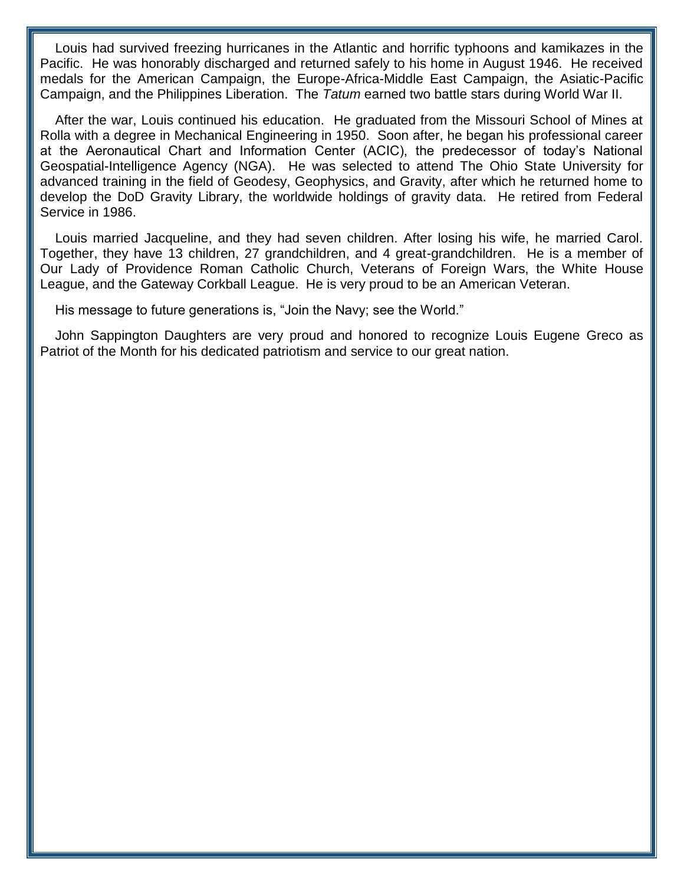Louis had survived freezing hurricanes in the Atlantic and horrific typhoons and kamikazes in the Pacific. He was honorably discharged and returned safely to his home in August 1946. He received medals for the American Campaign, the Europe-Africa-Middle East Campaign, the Asiatic-Pacific Campaign, and the Philippines Liberation. The *Tatum* earned two battle stars during World War II.

After the war, Louis continued his education. He graduated from the Missouri School of Mines at Rolla with a degree in Mechanical Engineering in 1950. Soon after, he began his professional career at the Aeronautical Chart and Information Center (ACIC), the predecessor of today's National Geospatial-Intelligence Agency (NGA). He was selected to attend The Ohio State University for advanced training in the field of Geodesy, Geophysics, and Gravity, after which he returned home to develop the DoD Gravity Library, the worldwide holdings of gravity data. He retired from Federal Service in 1986.

Louis married Jacqueline, and they had seven children. After losing his wife, he married Carol. Together, they have 13 children, 27 grandchildren, and 4 great-grandchildren. He is a member of Our Lady of Providence Roman Catholic Church, Veterans of Foreign Wars, the White House League, and the Gateway Corkball League. He is very proud to be an American Veteran.

His message to future generations is, "Join the Navy; see the World."

John Sappington Daughters are very proud and honored to recognize Louis Eugene Greco as Patriot of the Month for his dedicated patriotism and service to our great nation.